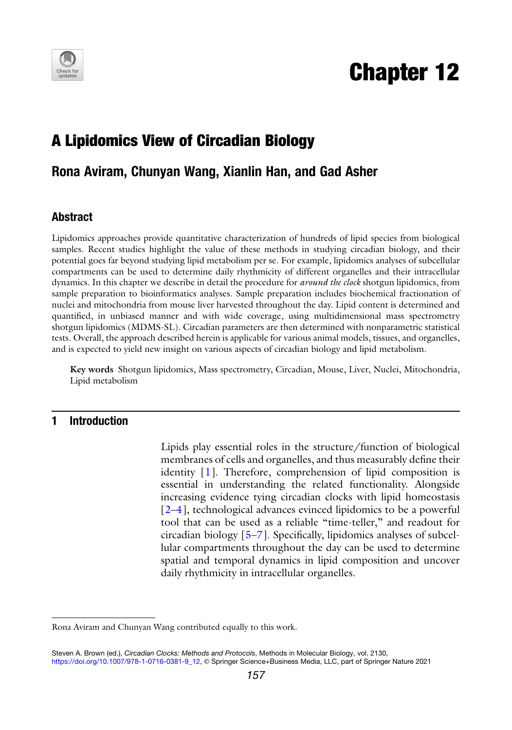# Chapter 12

## A Lipidomics View of Circadian Biology

### Rona Aviram, Chunyan Wang, Xianlin Han, and Gad Asher

### Abstract

Lipidomics approaches provide quantitative characterization of hundreds of lipid species from biological samples. Recent studies highlight the value of these methods in studying circadian biology, and their potential goes far beyond studying lipid metabolism per se. For example, lipidomics analyses of subcellular compartments can be used to determine daily rhythmicity of different organelles and their intracellular dynamics. In this chapter we describe in detail the procedure for *around the clock* shotgun lipidomics, from sample preparation to bioinformatics analyses. Sample preparation includes biochemical fractionation of nuclei and mitochondria from mouse liver harvested throughout the day. Lipid content is determined and quantified, in unbiased manner and with wide coverage, using multidimensional mass spectrometry shotgun lipidomics (MDMS-SL). Circadian parameters are then determined with nonparametric statistical tests. Overall, the approach described herein is applicable for various animal models, tissues, and organelles, and is expected to yield new insight on various aspects of circadian biology and lipid metabolism.

**Key words** Shotgun lipidomics, Mass spectrometry, Circadian, Mouse, Liver, Nuclei, Mitochondria, Lipid metabolism

## 1 Introduction

Lipids play essential roles in the structure/function of biological membranes of cells and organelles, and thus measurably define their identity [1]. Therefore, comprehension of lipid composition is essential in understanding the related functionality. Alongside increasing evidence tying circadian clocks with lipid homeostasis [2–4], technological advances evinced lipidomics to be a powerful tool that can be used as a reliable "time-teller," and readout for circadian biology [5–7]. Specifically, lipidomics analyses of subcellular compartments throughout the day can be used to determine spatial and temporal dynamics in lipid composition and uncover daily rhythmicity in intracellular organelles.

---

Rona Aviram and Chunyan Wang contributed equally to this work.

Steven A. Brown (ed.), *Circadian Clocks: Methods and Protocols*, Methods in Molecular Biology, vol. 2130, https://doi.org/10.1007/978-1-0716-0381-9_12, © Springer Science+Business Media, LLC, part of Springer Nature 2021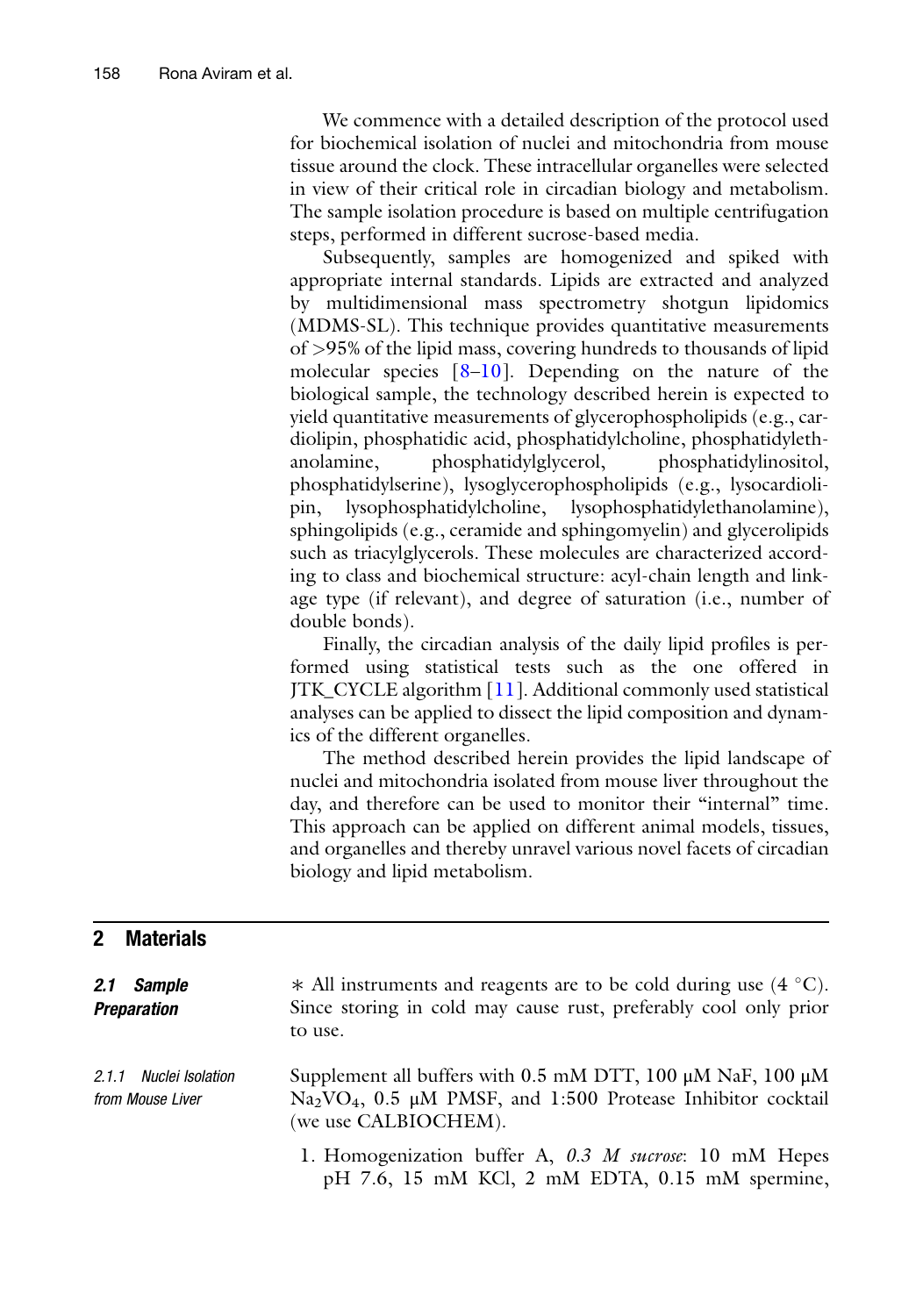We commence with a detailed description of the protocol used for biochemical isolation of nuclei and mitochondria from mouse tissue around the clock. These intracellular organelles were selected in view of their critical role in circadian biology and metabolism. The sample isolation procedure is based on multiple centrifugation steps, performed in different sucrose-based media.

Subsequently, samples are homogenized and spiked with appropriate internal standards. Lipids are extracted and analyzed by multidimensional mass spectrometry shotgun lipidomics (MDMS-SL). This technique provides quantitative measurements of >95% of the lipid mass, covering hundreds to thousands of lipid molecular species [8–10]. Depending on the nature of the biological sample, the technology described herein is expected to yield quantitative measurements of glycerophospholipids (e.g., cardiolipin, phosphatidic acid, phosphatidylcholine, phosphatidylethanolamine, phosphatidylglycerol, phosphatidylinositol, phosphatidylserine), lysoglycerophospholipids (e.g., lysocardiolipin, lysophosphatidylcholine, lysophosphatidylethanolamine), sphingolipids (e.g., ceramide and sphingomyelin) and glycerolipids such as triacylglycerols. These molecules are characterized according to class and biochemical structure: acyl-chain length and linkage type (if relevant), and degree of saturation (i.e., number of double bonds).

Finally, the circadian analysis of the daily lipid profiles is performed using statistical tests such as the one offered in JTK_CYCLE algorithm [11]. Additional commonly used statistical analyses can be applied to dissect the lipid composition and dynamics of the different organelles.

The method described herein provides the lipid landscape of nuclei and mitochondria isolated from mouse liver throughout the day, and therefore can be used to monitor their "internal" time. This approach can be applied on different animal models, tissues, and organelles and thereby unravel various novel facets of circadian biology and lipid metabolism.

## 2 Materials

### 2.1 Sample Preparation

* All instruments and reagents are to be cold during use (4 °C). Since storing in cold may cause rust, preferably cool only prior to use.

#### 2.1.1 Nuclei Isolation from Mouse Liver

Supplement all buffers with 0.5 mM DTT, 100 μM NaF, 100 μM $Na_2VO_4$, 0.5 μM PMSF, and 1:500 Protease Inhibitor cocktail (we use CALBIOCHEM).

1. Homogenization buffer A, *0.3 M sucrose*: 10 mM Hepes pH 7.6, 15 mM KCl, 2 mM EDTA, 0.15 mM spermine,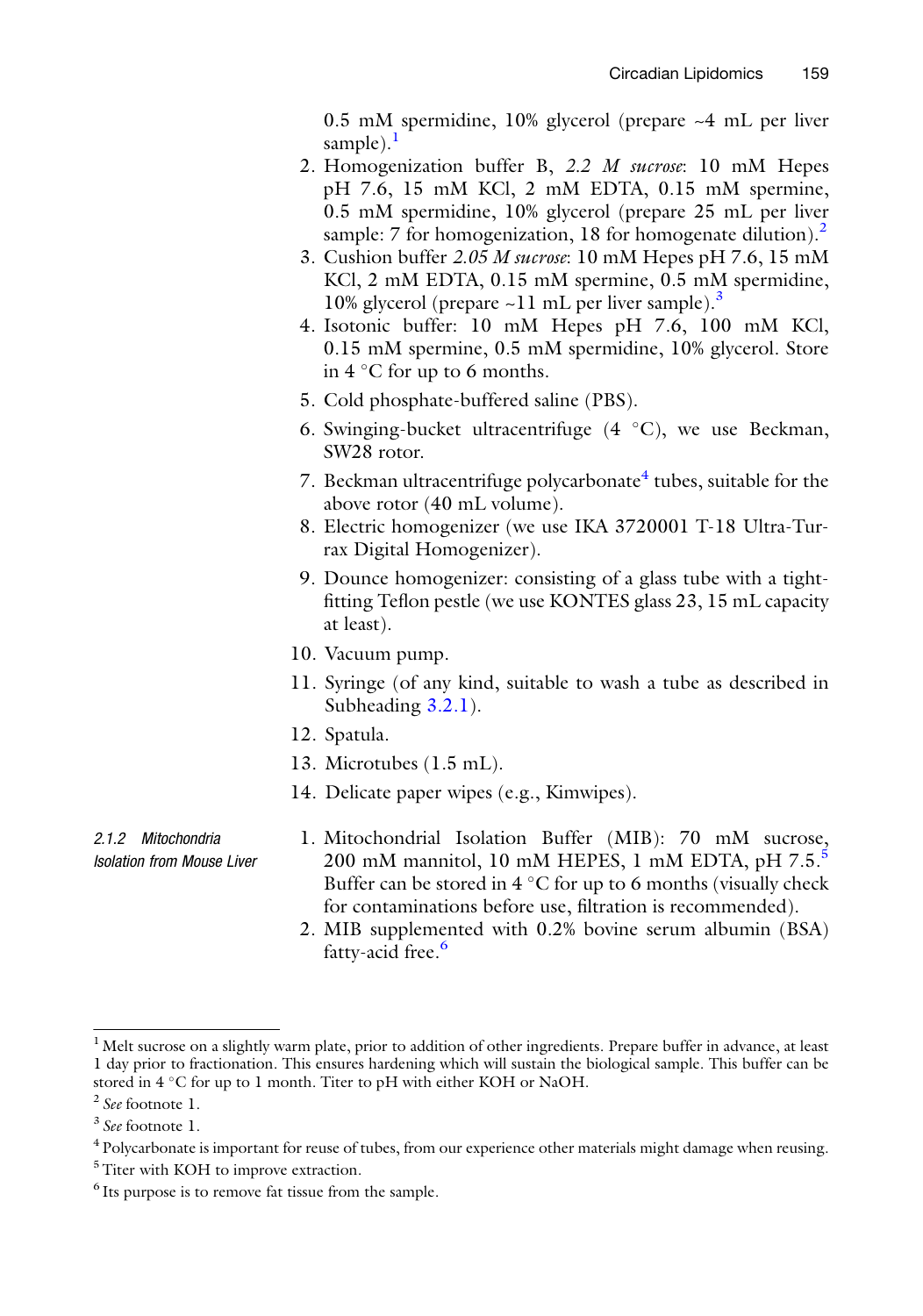0.5 mM spermidine, 10% glycerol (prepare ~4 mL per liver sample).[1]

2. Homogenization buffer B, *2.2 M sucrose*: 10 mM Hepes pH 7.6, 15 mM KCl, 2 mM EDTA, 0.15 mM spermine, 0.5 mM spermidine, 10% glycerol (prepare 25 mL per liver sample: 7 for homogenization, 18 for homogenate dilution).[2]
3. Cushion buffer *2.05 M sucrose*: 10 mM Hepes pH 7.6, 15 mM KCl, 2 mM EDTA, 0.15 mM spermine, 0.5 mM spermidine, 10% glycerol (prepare ~11 mL per liver sample).[3]
4. Isotonic buffer: 10 mM Hepes pH 7.6, 100 mM KCl, 0.15 mM spermine, 0.5 mM spermidine, 10% glycerol. Store in 4 °C for up to 6 months.
5. Cold phosphate-buffered saline (PBS).
6. Swinging-bucket ultracentrifuge (4 °C), we use Beckman, SW28 rotor.
7. Beckman ultracentrifuge polycarbonate[4] tubes, suitable for the above rotor (40 mL volume).
8. Electric homogenizer (we use IKA 3720001 T-18 Ultra-Turrax Digital Homogenizer).
9. Dounce homogenizer: consisting of a glass tube with a tight-fitting Teflon pestle (we use KONTES glass 23, 15 mL capacity at least).
10. Vacuum pump.
11. Syringe (of any kind, suitable to wash a tube as described in Subheading 3.2.1).
12. Spatula.
13. Microtubes (1.5 mL).
14. Delicate paper wipes (e.g., Kimwipes).

*2.1.2 Mitochondria Isolation from Mouse Liver*

1. Mitochondrial Isolation Buffer (MIB): 70 mM sucrose, 200 mM mannitol, 10 mM HEPES, 1 mM EDTA, pH 7.5.[5] Buffer can be stored in 4 °C for up to 6 months (visually check for contaminations before use, filtration is recommended).
2. MIB supplemented with 0.2% bovine serum albumin (BSA) fatty-acid free.[6]

---

[1] Melt sucrose on a slightly warm plate, prior to addition of other ingredients. Prepare buffer in advance, at least 1 day prior to fractionation. This ensures hardening which will sustain the biological sample. This buffer can be stored in 4 °C for up to 1 month. Titer to pH with either KOH or NaOH.

[2] *See* footnote 1.

[3] *See* footnote 1.

[4] Polycarbonate is important for reuse of tubes, from our experience other materials might damage when reusing.

[5] Titer with KOH to improve extraction.

[6] Its purpose is to remove fat tissue from the sample.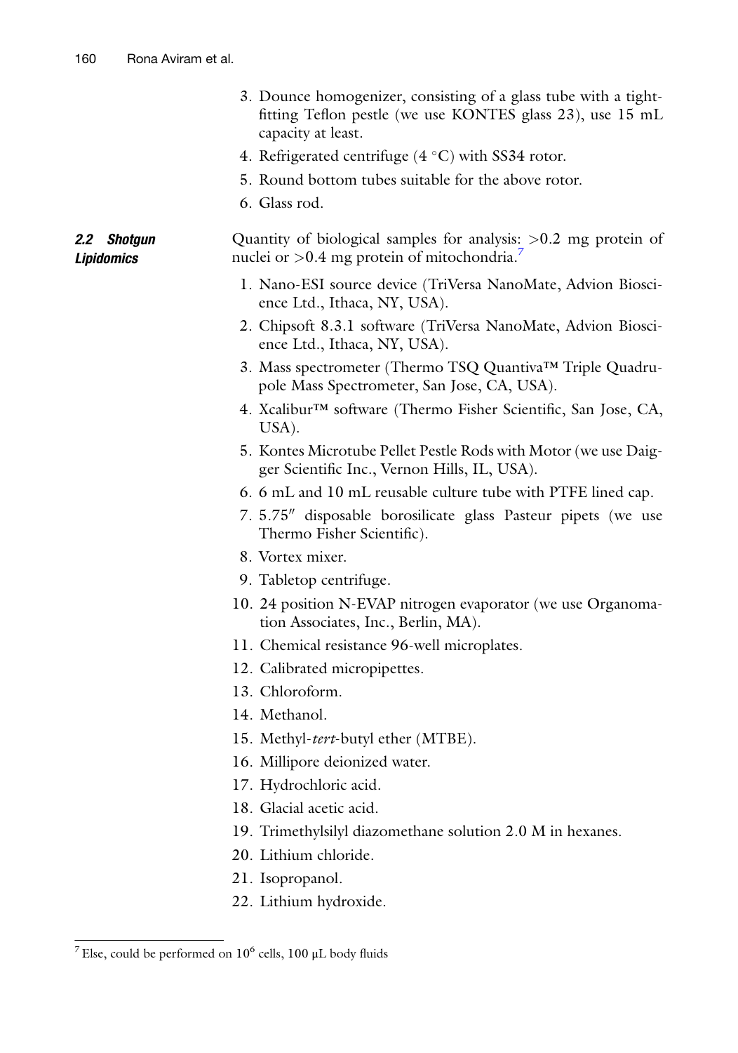3. Dounce homogenizer, consisting of a glass tube with a tight-fitting Teflon pestle (we use KONTES glass 23), use 15 mL capacity at least.
4. Refrigerated centrifuge (4 °C) with SS34 rotor.
5. Round bottom tubes suitable for the above rotor.
6. Glass rod.

### 2.2 Shotgun Lipidomics

Quantity of biological samples for analysis: >0.2 mg protein of nuclei or >0.4 mg protein of mitochondria.[7]

1. Nano-ESI source device (TriVersa NanoMate, Advion Bioscience Ltd., Ithaca, NY, USA).
2. Chipsoft 8.3.1 software (TriVersa NanoMate, Advion Bioscience Ltd., Ithaca, NY, USA).
3. Mass spectrometer (Thermo TSQ Quantiva™ Triple Quadrupole Mass Spectrometer, San Jose, CA, USA).
4. Xcalibur™ software (Thermo Fisher Scientific, San Jose, CA, USA).
5. Kontes Microtube Pellet Pestle Rods with Motor (we use Daigger Scientific Inc., Vernon Hills, IL, USA).
6. 6 mL and 10 mL reusable culture tube with PTFE lined cap.
7. 5.75″ disposable borosilicate glass Pasteur pipets (we use Thermo Fisher Scientific).
8. Vortex mixer.
9. Tabletop centrifuge.
10. 24 position N-EVAP nitrogen evaporator (we use Organomation Associates, Inc., Berlin, MA).
11. Chemical resistance 96-well microplates.
12. Calibrated micropipettes.
13. Chloroform.
14. Methanol.
15. Methyl-*tert*-butyl ether (MTBE).
16. Millipore deionized water.
17. Hydrochloric acid.
18. Glacial acetic acid.
19. Trimethylsilyl diazomethane solution 2.0 M in hexanes.
20. Lithium chloride.
21. Isopropanol.
22. Lithium hydroxide.

---

[7] Else, could be performed on $10^6$ cells, 100 μL body fluids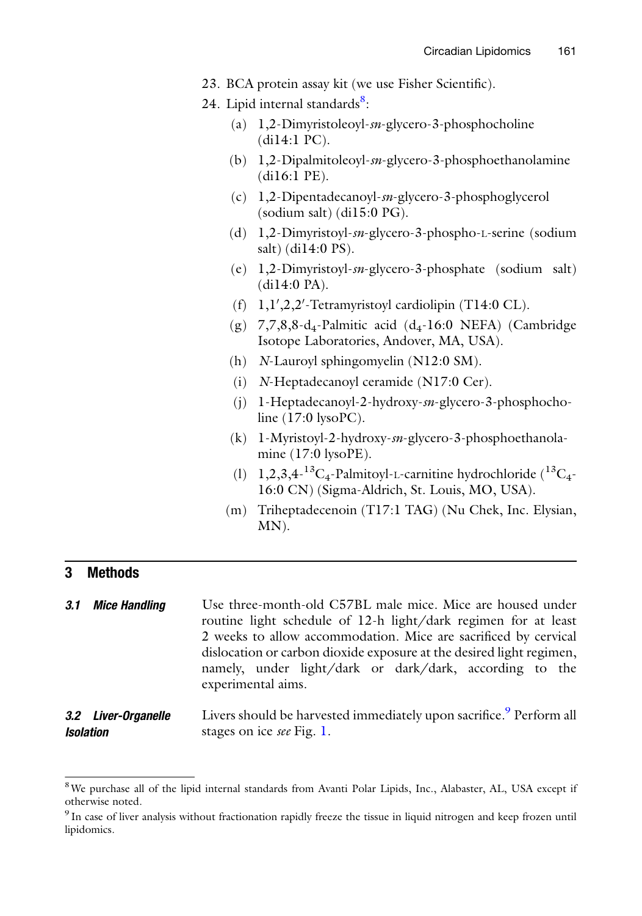23. BCA protein assay kit (we use Fisher Scientific).
24. Lipid internal standards[8]:
    (a) 1,2-Dimyristoleoyl-*sn*-glycero-3-phosphocholine (di14:1 PC).
    (b) 1,2-Dipalmitoleoyl-*sn*-glycero-3-phosphoethanolamine (di16:1 PE).
    (c) 1,2-Dipentadecanoyl-*sn*-glycero-3-phosphoglycerol (sodium salt) (di15:0 PG).
    (d) 1,2-Dimyristoyl-*sn*-glycero-3-phospho-L-serine (sodium salt) (di14:0 PS).
    (e) 1,2-Dimyristoyl-*sn*-glycero-3-phosphate (sodium salt) (di14:0 PA).
    (f) 1,1′,2,2′-Tetramyristoyl cardiolipin (T14:0 CL).
    (g) 7,7,8,8-$d_4$-Palmitic acid ($d_4$-16:0 NEFA) (Cambridge Isotope Laboratories, Andover, MA, USA).
    (h) *N*-Lauroyl sphingomyelin (N12:0 SM).
    (i) *N*-Heptadecanoyl ceramide (N17:0 Cer).
    (j) 1-Heptadecanoyl-2-hydroxy-*sn*-glycero-3-phosphocholine (17:0 lysoPC).
    (k) 1-Myristoyl-2-hydroxy-*sn*-glycero-3-phosphoethanolamine (17:0 lysoPE).
    (l) 1,2,3,4-$^{13}C_4$-Palmitoyl-L-carnitine hydrochloride ($^{13}C_4$-16:0 CN) (Sigma-Aldrich, St. Louis, MO, USA).
    (m) Triheptadecenoin (T17:1 TAG) (Nu Chek, Inc. Elysian, MN).

## 3 Methods

### 3.1 Mice Handling

Use three-month-old C57BL male mice. Mice are housed under routine light schedule of 12-h light/dark regimen for at least 2 weeks to allow accommodation. Mice are sacrificed by cervical dislocation or carbon dioxide exposure at the desired light regimen, namely, under light/dark or dark/dark, according to the experimental aims.

### 3.2 Liver-Organelle Isolation

Livers should be harvested immediately upon sacrifice.[9] Perform all stages on ice *see* Fig. 1.

[8] We purchase all of the lipid internal standards from Avanti Polar Lipids, Inc., Alabaster, AL, USA except if otherwise noted.

[9] In case of liver analysis without fractionation rapidly freeze the tissue in liquid nitrogen and keep frozen until lipidomics.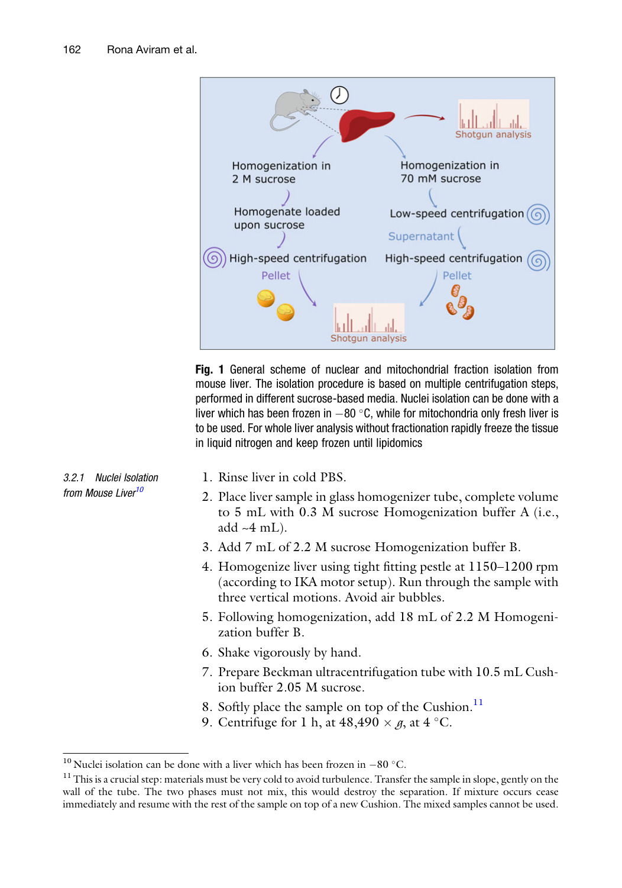**Fig. 1** General scheme of nuclear and mitochondrial fraction isolation from mouse liver. The isolation procedure is based on multiple centrifugation steps, performed in different sucrose-based media. Nuclei isolation can be done with a liver which has been frozen in −80 °C, while for mitochondria only fresh liver is to be used. For whole liver analysis without fractionation rapidly freeze the tissue in liquid nitrogen and keep frozen until lipidomics

#### 3.2.1 Nuclei Isolation from Mouse Liver[10]

1. Rinse liver in cold PBS.
2. Place liver sample in glass homogenizer tube, complete volume to 5 mL with 0.3 M sucrose Homogenization buffer A (i.e., add ~4 mL).
3. Add 7 mL of 2.2 M sucrose Homogenization buffer B.
4. Homogenize liver using tight fitting pestle at 1150–1200 rpm (according to IKA motor setup). Run through the sample with three vertical motions. Avoid air bubbles.
5. Following homogenization, add 18 mL of 2.2 M Homogenization buffer B.
6. Shake vigorously by hand.
7. Prepare Beckman ultracentrifugation tube with 10.5 mL Cushion buffer 2.05 M sucrose.
8. Softly place the sample on top of the Cushion.[11]
9. Centrifuge for 1 h, at 48,490 × *g*, at 4 °C.

---

[10] Nuclei isolation can be done with a liver which has been frozen in −80 °C.

[11] This is a crucial step: materials must be very cold to avoid turbulence. Transfer the sample in slope, gently on the wall of the tube. The two phases must not mix, this would destroy the separation. If mixture occurs cease immediately and resume with the rest of the sample on top of a new Cushion. The mixed samples cannot be used.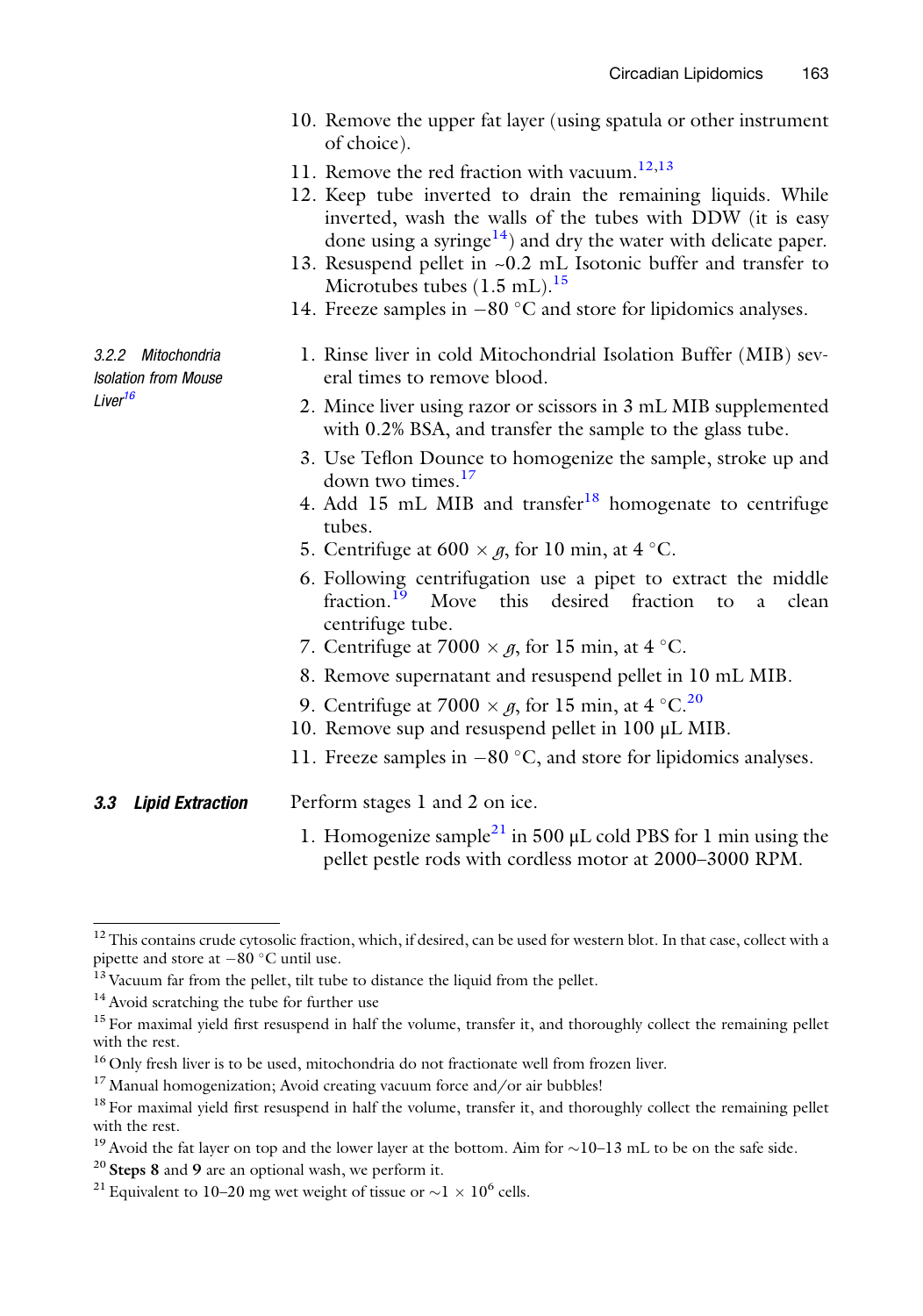10. Remove the upper fat layer (using spatula or other instrument of choice).
11. Remove the red fraction with vacuum.[12,13]
12. Keep tube inverted to drain the remaining liquids. While inverted, wash the walls of the tubes with DDW (it is easy done using a syringe[14]) and dry the water with delicate paper.
13. Resuspend pellet in ~0.2 mL Isotonic buffer and transfer to Microtubes tubes (1.5 mL).[15]
14. Freeze samples in −80 °C and store for lipidomics analyses.

#### 3.2.2 Mitochondria Isolation from Mouse Liver[16]

1. Rinse liver in cold Mitochondrial Isolation Buffer (MIB) several times to remove blood.
2. Mince liver using razor or scissors in 3 mL MIB supplemented with 0.2% BSA, and transfer the sample to the glass tube.
3. Use Teflon Dounce to homogenize the sample, stroke up and down two times.[17]
4. Add 15 mL MIB and transfer[18] homogenate to centrifuge tubes.
5. Centrifuge at 600 × *g*, for 10 min, at 4 °C.
6. Following centrifugation use a pipet to extract the middle fraction.[19] Move this desired fraction to a clean centrifuge tube.
7. Centrifuge at 7000 × *g*, for 15 min, at 4 °C.
8. Remove supernatant and resuspend pellet in 10 mL MIB.
9. Centrifuge at 7000 × *g*, for 15 min, at 4 °C.[20]
10. Remove sup and resuspend pellet in 100 μL MIB.
11. Freeze samples in −80 °C, and store for lipidomics analyses.

### 3.3 Lipid Extraction

Perform stages 1 and 2 on ice.

1. Homogenize sample[21] in 500 μL cold PBS for 1 min using the pellet pestle rods with cordless motor at 2000–3000 RPM.

---

[12] This contains crude cytosolic fraction, which, if desired, can be used for western blot. In that case, collect with a pipette and store at −80 °C until use.

[13] Vacuum far from the pellet, tilt tube to distance the liquid from the pellet.

[14] Avoid scratching the tube for further use

[15] For maximal yield first resuspend in half the volume, transfer it, and thoroughly collect the remaining pellet with the rest.

[16] Only fresh liver is to be used, mitochondria do not fractionate well from frozen liver.

[17] Manual homogenization; Avoid creating vacuum force and/or air bubbles!

[18] For maximal yield first resuspend in half the volume, transfer it, and thoroughly collect the remaining pellet with the rest.

[19] Avoid the fat layer on top and the lower layer at the bottom. Aim for ~10–13 mL to be on the safe side.

[20] **Steps 8** and **9** are an optional wash, we perform it.

[21] Equivalent to 10–20 mg wet weight of tissue or ~1 × $10^6$ cells.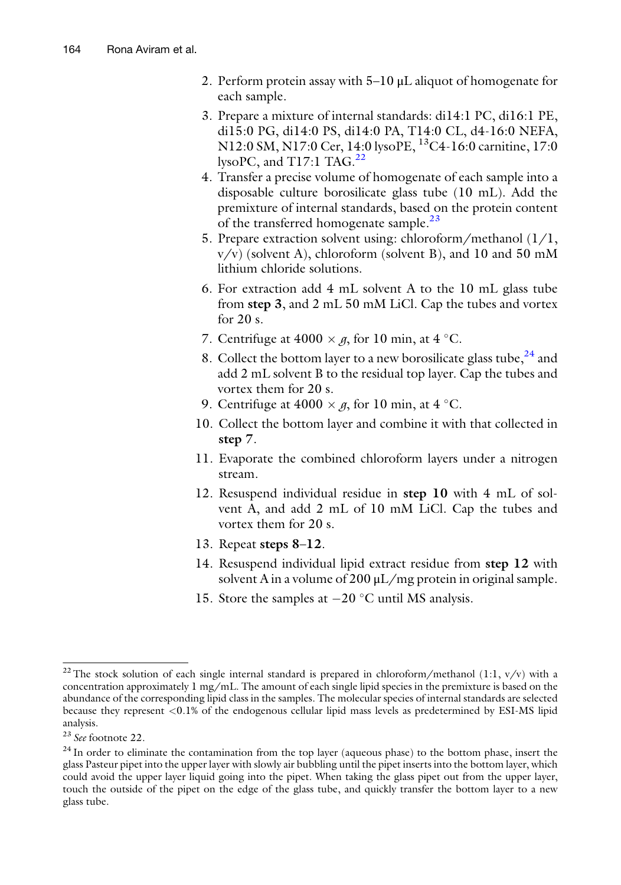2. Perform protein assay with 5–10 μL aliquot of homogenate for each sample.
3. Prepare a mixture of internal standards: di14:1 PC, di16:1 PE, di15:0 PG, di14:0 PS, di14:0 PA, T14:0 CL, d4-16:0 NEFA, N12:0 SM, N17:0 Cer, 14:0 lysoPE, $^{13}$C4-16:0 carnitine, 17:0 lysoPC, and T17:1 TAG.[22]
4. Transfer a precise volume of homogenate of each sample into a disposable culture borosilicate glass tube (10 mL). Add the premixture of internal standards, based on the protein content of the transferred homogenate sample.[23]
5. Prepare extraction solvent using: chloroform/methanol (1/1, v/v) (solvent A), chloroform (solvent B), and 10 and 50 mM lithium chloride solutions.
6. For extraction add 4 mL solvent A to the 10 mL glass tube from **step 3**, and 2 mL 50 mM LiCl. Cap the tubes and vortex for 20 s.
7. Centrifuge at 4000 × *g*, for 10 min, at 4 °C.
8. Collect the bottom layer to a new borosilicate glass tube,[24] and add 2 mL solvent B to the residual top layer. Cap the tubes and vortex them for 20 s.
9. Centrifuge at 4000 × *g*, for 10 min, at 4 °C.
10. Collect the bottom layer and combine it with that collected in **step 7**.
11. Evaporate the combined chloroform layers under a nitrogen stream.
12. Resuspend individual residue in **step 10** with 4 mL of solvent A, and add 2 mL of 10 mM LiCl. Cap the tubes and vortex them for 20 s.
13. Repeat **steps 8**–**12**.
14. Resuspend individual lipid extract residue from **step 12** with solvent A in a volume of 200 μL/mg protein in original sample.
15. Store the samples at −20 °C until MS analysis.

---

[22] The stock solution of each single internal standard is prepared in chloroform/methanol (1:1, v/v) with a concentration approximately 1 mg/mL. The amount of each single lipid species in the premixture is based on the abundance of the corresponding lipid class in the samples. The molecular species of internal standards are selected because they represent <0.1% of the endogenous cellular lipid mass levels as predetermined by ESI-MS lipid analysis.

[23] *See* footnote 22.

[24] In order to eliminate the contamination from the top layer (aqueous phase) to the bottom phase, insert the glass Pasteur pipet into the upper layer with slowly air bubbling until the pipet inserts into the bottom layer, which could avoid the upper layer liquid going into the pipet. When taking the glass pipet out from the upper layer, touch the outside of the pipet on the edge of the glass tube, and quickly transfer the bottom layer to a new glass tube.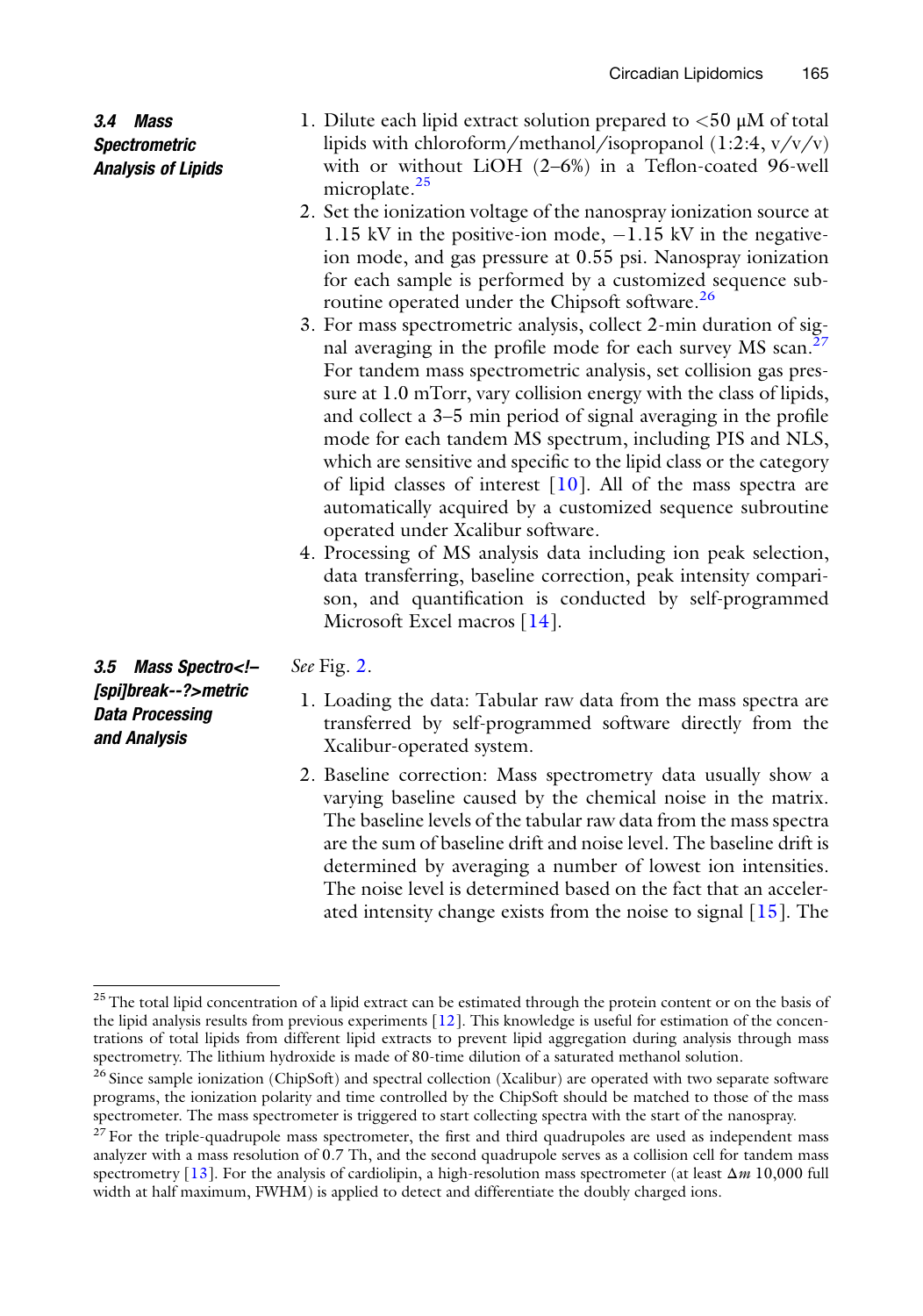### 3.4 Mass Spectrometric Analysis of Lipids

1. Dilute each lipid extract solution prepared to <50 μM of total lipids with chloroform/methanol/isopropanol (1:2:4, v/v/v) with or without LiOH (2–6%) in a Teflon-coated 96-well microplate.[25]
2. Set the ionization voltage of the nanospray ionization source at 1.15 kV in the positive-ion mode, −1.15 kV in the negative-ion mode, and gas pressure at 0.55 psi. Nanospray ionization for each sample is performed by a customized sequence subroutine operated under the Chipsoft software.[26]
3. For mass spectrometric analysis, collect 2-min duration of signal averaging in the profile mode for each survey MS scan.[27] For tandem mass spectrometric analysis, set collision gas pressure at 1.0 mTorr, vary collision energy with the class of lipids, and collect a 3–5 min period of signal averaging in the profile mode for each tandem MS spectrum, including PIS and NLS, which are sensitive and specific to the lipid class or the category of lipid classes of interest [10]. All of the mass spectra are automatically acquired by a customized sequence subroutine operated under Xcalibur software.
4. Processing of MS analysis data including ion peak selection, data transferring, baseline correction, peak intensity comparison, and quantification is conducted by self-programmed Microsoft Excel macros [14].

### 3.5 Mass Spectrometric Data Processing and Analysis

*See* Fig. 2.

1. Loading the data: Tabular raw data from the mass spectra are transferred by self-programmed software directly from the Xcalibur-operated system.
2. Baseline correction: Mass spectrometry data usually show a varying baseline caused by the chemical noise in the matrix. The baseline levels of the tabular raw data from the mass spectra are the sum of baseline drift and noise level. The baseline drift is determined by averaging a number of lowest ion intensities. The noise level is determined based on the fact that an accelerated intensity change exists from the noise to signal [15]. The

---

[25] The total lipid concentration of a lipid extract can be estimated through the protein content or on the basis of the lipid analysis results from previous experiments [12]. This knowledge is useful for estimation of the concentrations of total lipids from different lipid extracts to prevent lipid aggregation during analysis through mass spectrometry. The lithium hydroxide is made of 80-time dilution of a saturated methanol solution.

[26] Since sample ionization (ChipSoft) and spectral collection (Xcalibur) are operated with two separate software programs, the ionization polarity and time controlled by the ChipSoft should be matched to those of the mass spectrometer. The mass spectrometer is triggered to start collecting spectra with the start of the nanospray.

[27] For the triple-quadrupole mass spectrometer, the first and third quadrupoles are used as independent mass analyzer with a mass resolution of 0.7 Th, and the second quadrupole serves as a collision cell for tandem mass spectrometry [13]. For the analysis of cardiolipin, a high-resolution mass spectrometer (at least $\Delta m$ 10,000 full width at half maximum, FWHM) is applied to detect and differentiate the doubly charged ions.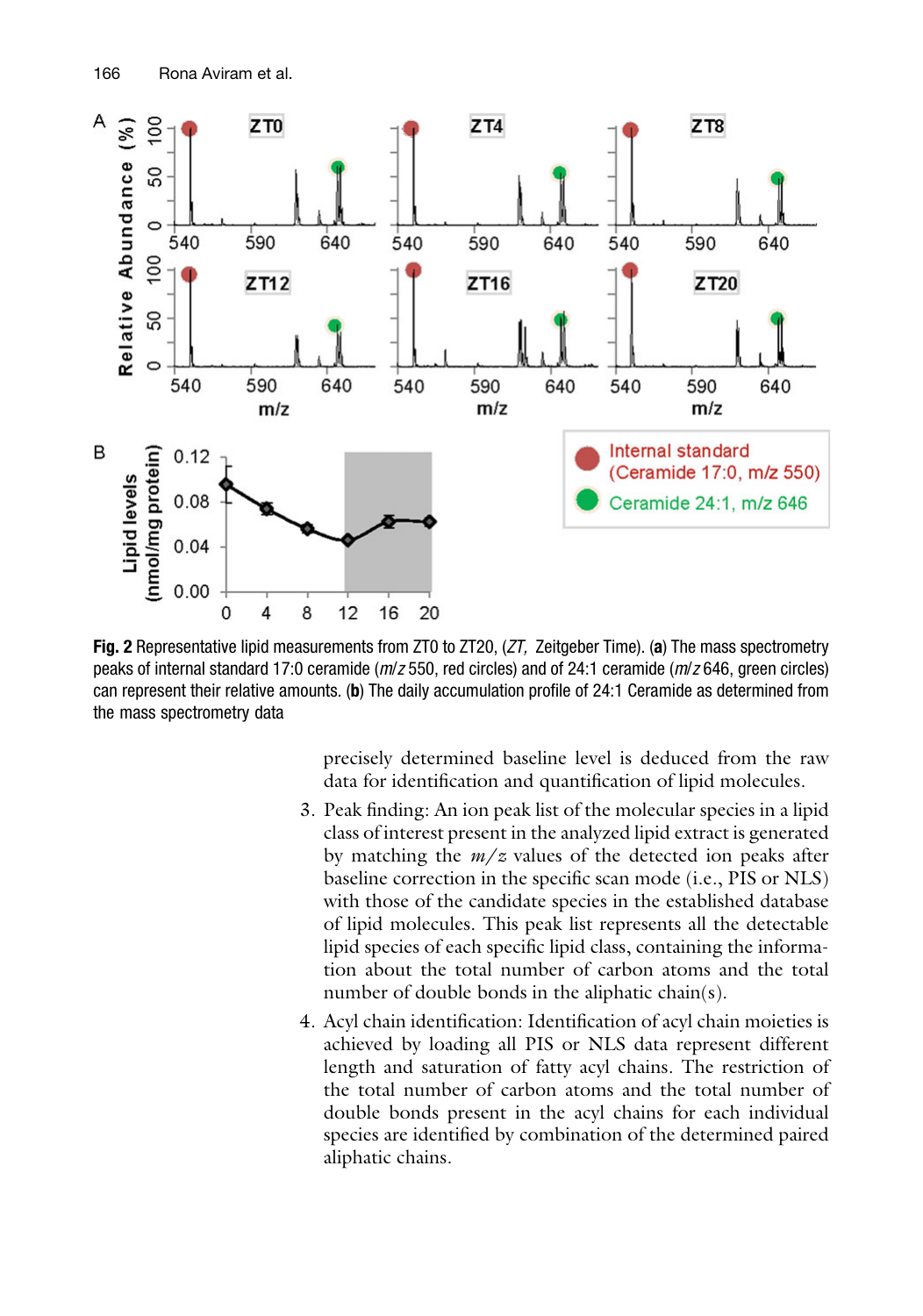Fig. 2 Representative lipid measurements from ZT0 to ZT20, (*ZT*, Zeitgeber Time). (**a**) The mass spectrometry peaks of internal standard 17:0 ceramide (*m/z* 550, red circles) and of 24:1 ceramide (*m/z* 646, green circles) can represent their relative amounts. (**b**) The daily accumulation profile of 24:1 Ceramide as determined from the mass spectrometry data

precisely determined baseline level is deduced from the raw data for identification and quantification of lipid molecules.

3. Peak finding: An ion peak list of the molecular species in a lipid class of interest present in the analyzed lipid extract is generated by matching the $m/z$ values of the detected ion peaks after baseline correction in the specific scan mode (i.e., PIS or NLS) with those of the candidate species in the established database of lipid molecules. This peak list represents all the detectable lipid species of each specific lipid class, containing the information about the total number of carbon atoms and the total number of double bonds in the aliphatic chain(s).
4. Acyl chain identification: Identification of acyl chain moieties is achieved by loading all PIS or NLS data represent different length and saturation of fatty acyl chains. The restriction of the total number of carbon atoms and the total number of double bonds present in the acyl chains for each individual species are identified by combination of the determined paired aliphatic chains.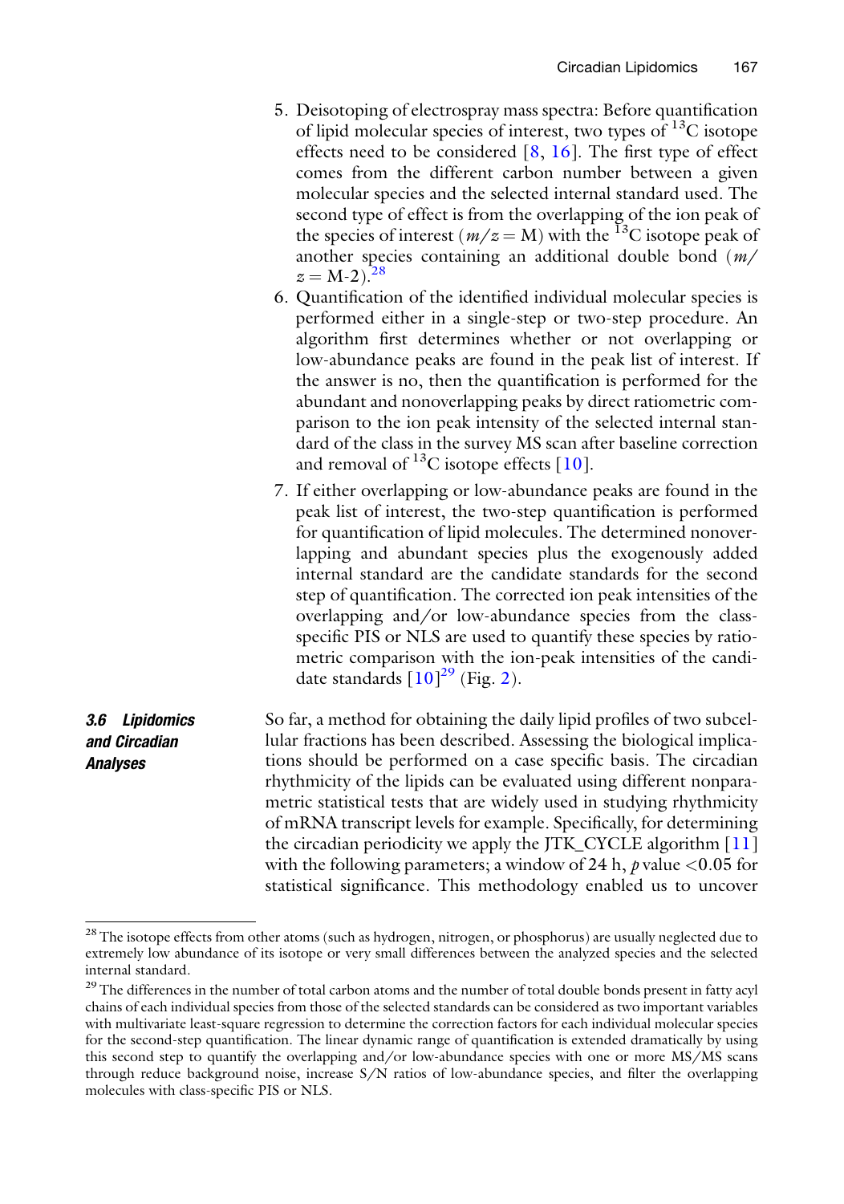5. Deisotoping of electrospray mass spectra: Before quantification of lipid molecular species of interest, two types of $^{13}C$ isotope effects need to be considered [8, 16]. The first type of effect comes from the different carbon number between a given molecular species and the selected internal standard used. The second type of effect is from the overlapping of the ion peak of the species of interest ($m/z = M$) with the $^{13}C$ isotope peak of another species containing an additional double bond ($m/z = M\text{-}2$).[28]

6. Quantification of the identified individual molecular species is performed either in a single-step or two-step procedure. An algorithm first determines whether or not overlapping or low-abundance peaks are found in the peak list of interest. If the answer is no, then the quantification is performed for the abundant and nonoverlapping peaks by direct ratiometric comparison to the ion peak intensity of the selected internal standard of the class in the survey MS scan after baseline correction and removal of $^{13}C$ isotope effects [10].

7. If either overlapping or low-abundance peaks are found in the peak list of interest, the two-step quantification is performed for quantification of lipid molecules. The determined nonoverlapping and abundant species plus the exogenously added internal standard are the candidate standards for the second step of quantification. The corrected ion peak intensities of the overlapping and/or low-abundance species from the class-specific PIS or NLS are used to quantify these species by ratiometric comparison with the ion-peak intensities of the candidate standards [10][29] (Fig. 2).

### *3.6 Lipidomics and Circadian Analyses*

So far, a method for obtaining the daily lipid profiles of two subcellular fractions has been described. Assessing the biological implications should be performed on a case specific basis. The circadian rhythmicity of the lipids can be evaluated using different nonparametric statistical tests that are widely used in studying rhythmicity of mRNA transcript levels for example. Specifically, for determining the circadian periodicity we apply the JTK_CYCLE algorithm [11] with the following parameters; a window of 24 h, $p$ value $<0.05$ for statistical significance. This methodology enabled us to uncover

---

[28] The isotope effects from other atoms (such as hydrogen, nitrogen, or phosphorus) are usually neglected due to extremely low abundance of its isotope or very small differences between the analyzed species and the selected internal standard.

[29] The differences in the number of total carbon atoms and the number of total double bonds present in fatty acyl chains of each individual species from those of the selected standards can be considered as two important variables with multivariate least-square regression to determine the correction factors for each individual molecular species for the second-step quantification. The linear dynamic range of quantification is extended dramatically by using this second step to quantify the overlapping and/or low-abundance species with one or more MS/MS scans through reduce background noise, increase S/N ratios of low-abundance species, and filter the overlapping molecules with class-specific PIS or NLS.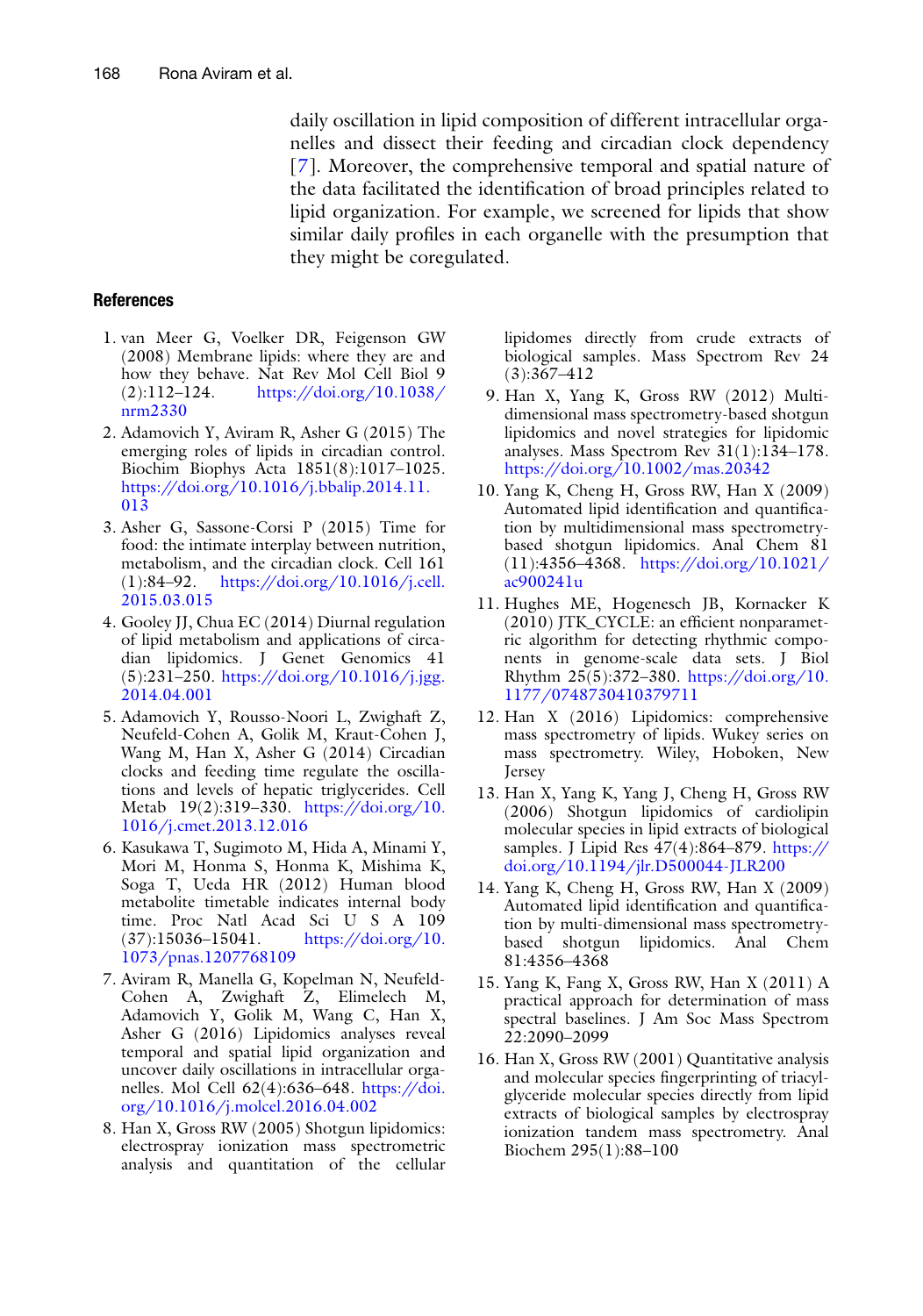daily oscillation in lipid composition of different intracellular organelles and dissect their feeding and circadian clock dependency [7]. Moreover, the comprehensive temporal and spatial nature of the data facilitated the identification of broad principles related to lipid organization. For example, we screened for lipids that show similar daily profiles in each organelle with the presumption that they might be coregulated.

## References

1. van Meer G, Voelker DR, Feigenson GW (2008) Membrane lipids: where they are and how they behave. Nat Rev Mol Cell Biol 9 (2):112–124. https://doi.org/10.1038/nrm2330
2. Adamovich Y, Aviram R, Asher G (2015) The emerging roles of lipids in circadian control. Biochim Biophys Acta 1851(8):1017–1025. https://doi.org/10.1016/j.bbalip.2014.11.013
3. Asher G, Sassone-Corsi P (2015) Time for food: the intimate interplay between nutrition, metabolism, and the circadian clock. Cell 161 (1):84–92. https://doi.org/10.1016/j.cell.2015.03.015
4. Gooley JJ, Chua EC (2014) Diurnal regulation of lipid metabolism and applications of circadian lipidomics. J Genet Genomics 41 (5):231–250. https://doi.org/10.1016/j.jgg.2014.04.001
5. Adamovich Y, Rousso-Noori L, Zwighaft Z, Neufeld-Cohen A, Golik M, Kraut-Cohen J, Wang M, Han X, Asher G (2014) Circadian clocks and feeding time regulate the oscillations and levels of hepatic triglycerides. Cell Metab 19(2):319–330. https://doi.org/10.1016/j.cmet.2013.12.016
6. Kasukawa T, Sugimoto M, Hida A, Minami Y, Mori M, Honma S, Honma K, Mishima K, Soga T, Ueda HR (2012) Human blood metabolite timetable indicates internal body time. Proc Natl Acad Sci U S A 109 (37):15036–15041. https://doi.org/10.1073/pnas.1207768109
7. Aviram R, Manella G, Kopelman N, Neufeld-Cohen A, Zwighaft Z, Elimelech M, Adamovich Y, Golik M, Wang C, Han X, Asher G (2016) Lipidomics analyses reveal temporal and spatial lipid organization and uncover daily oscillations in intracellular organelles. Mol Cell 62(4):636–648. https://doi.org/10.1016/j.molcel.2016.04.002
8. Han X, Gross RW (2005) Shotgun lipidomics: electrospray ionization mass spectrometric analysis and quantitation of the cellular lipidomes directly from crude extracts of biological samples. Mass Spectrom Rev 24 (3):367–412
9. Han X, Yang K, Gross RW (2012) Multi-dimensional mass spectrometry-based shotgun lipidomics and novel strategies for lipidomic analyses. Mass Spectrom Rev 31(1):134–178. https://doi.org/10.1002/mas.20342
10. Yang K, Cheng H, Gross RW, Han X (2009) Automated lipid identification and quantification by multidimensional mass spectrometry-based shotgun lipidomics. Anal Chem 81 (11):4356–4368. https://doi.org/10.1021/ac900241u
11. Hughes ME, Hogenesch JB, Kornacker K (2010) JTK_CYCLE: an efficient nonparametric algorithm for detecting rhythmic components in genome-scale data sets. J Biol Rhythm 25(5):372–380. https://doi.org/10.1177/0748730410379711
12. Han X (2016) Lipidomics: comprehensive mass spectrometry of lipids. Wukey series on mass spectrometry. Wiley, Hoboken, New Jersey
13. Han X, Yang K, Yang J, Cheng H, Gross RW (2006) Shotgun lipidomics of cardiolipin molecular species in lipid extracts of biological samples. J Lipid Res 47(4):864–879. https://doi.org/10.1194/jlr.D500044-JLR200
14. Yang K, Cheng H, Gross RW, Han X (2009) Automated lipid identification and quantification by multi-dimensional mass spectrometry-based shotgun lipidomics. Anal Chem 81:4356–4368
15. Yang K, Fang X, Gross RW, Han X (2011) A practical approach for determination of mass spectral baselines. J Am Soc Mass Spectrom 22:2090–2099
16. Han X, Gross RW (2001) Quantitative analysis and molecular species fingerprinting of triacylglyceride molecular species directly from lipid extracts of biological samples by electrospray ionization tandem mass spectrometry. Anal Biochem 295(1):88–100